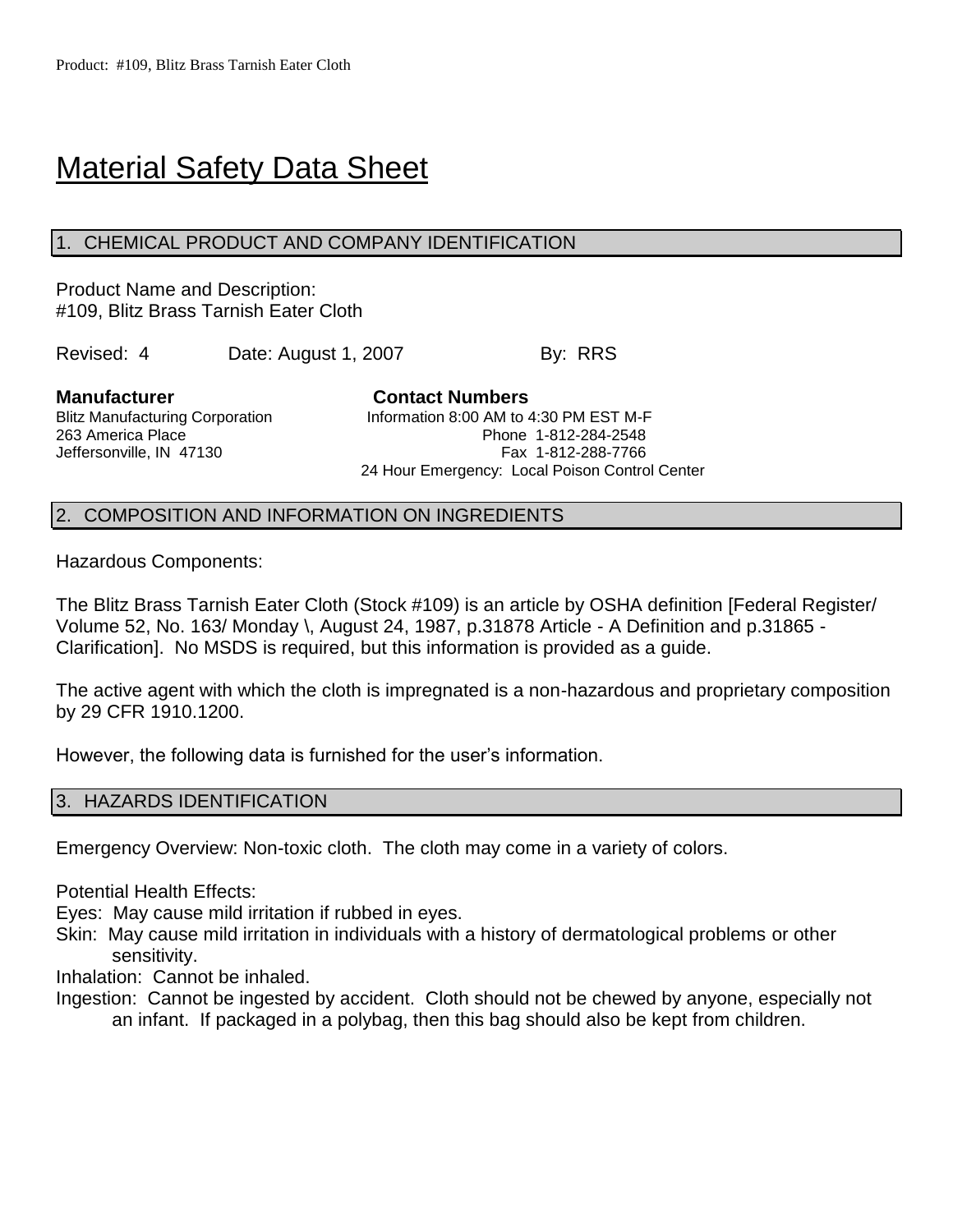# Material Safety Data Sheet

## 1. CHEMICAL PRODUCT AND COMPANY IDENTIFICATION

Product Name and Description:
#109, Blitz Brass Tarnish Eater Cloth

Revised: 4 Date: August 1, 2007 By: RRS

| **Manufacturer** | **Contact Numbers** |
| --- | --- |
| Blitz Manufacturing Corporation | Information 8:00 AM to 4:30 PM EST M-F |
| 263 America Place | Phone 1-812-284-2548 |
| Jeffersonville, IN 47130 | Fax 1-812-288-7766 |
| | 24 Hour Emergency: Local Poison Control Center |

## 2. COMPOSITION AND INFORMATION ON INGREDIENTS

Hazardous Components:

The Blitz Brass Tarnish Eater Cloth (Stock #109) is an article by OSHA definition [Federal Register/ Volume 52, No. 163/ Monday \, August 24, 1987, p.31878 Article - A Definition and p.31865 - Clarification]. No MSDS is required, but this information is provided as a guide.

The active agent with which the cloth is impregnated is a non-hazardous and proprietary composition by 29 CFR 1910.1200.

However, the following data is furnished for the user's information.

## 3. HAZARDS IDENTIFICATION

Emergency Overview: Non-toxic cloth. The cloth may come in a variety of colors.

Potential Health Effects:

Eyes: May cause mild irritation if rubbed in eyes.

Skin: May cause mild irritation in individuals with a history of dermatological problems or other sensitivity.

Inhalation: Cannot be inhaled.

Ingestion: Cannot be ingested by accident. Cloth should not be chewed by anyone, especially not an infant. If packaged in a polybag, then this bag should also be kept from children.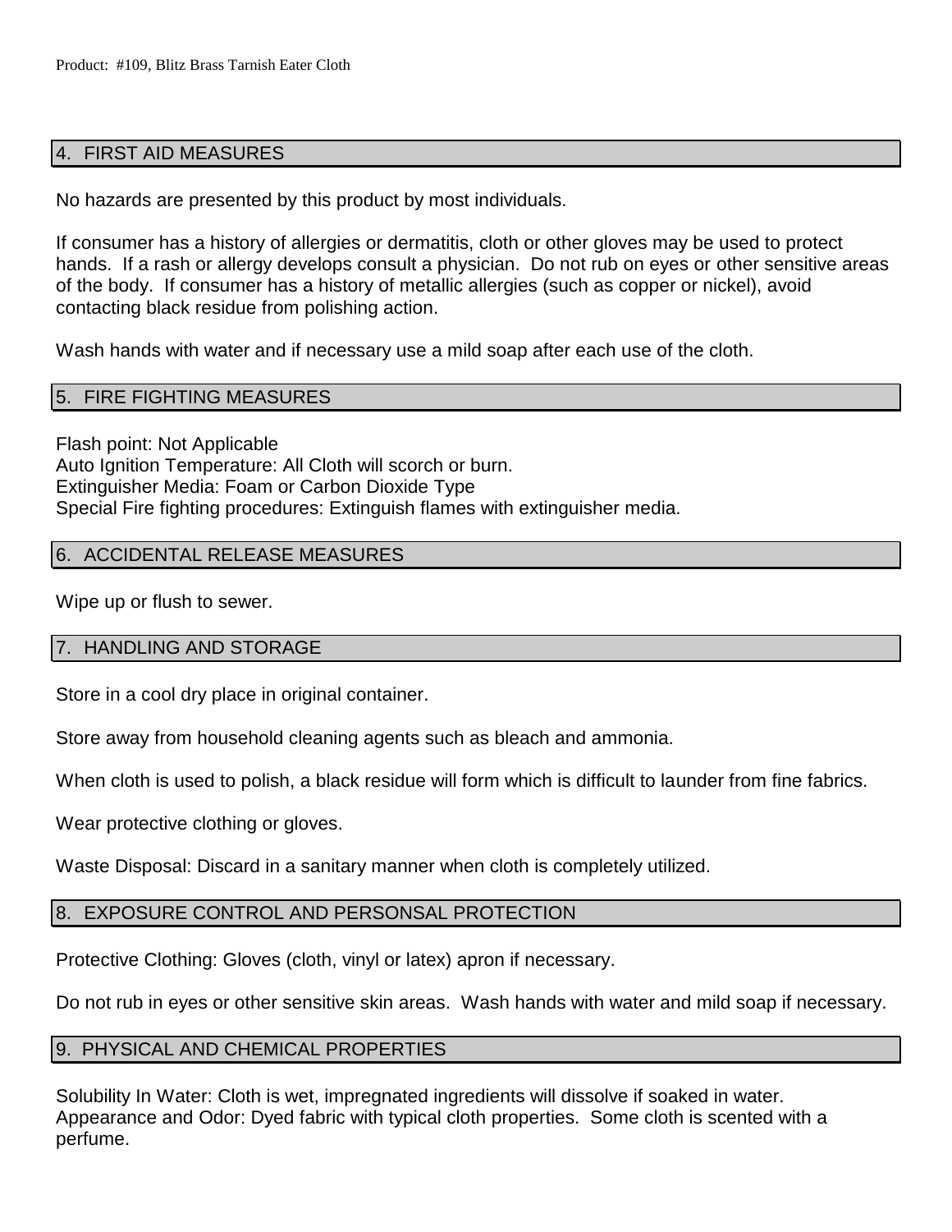## 4. FIRST AID MEASURES

No hazards are presented by this product by most individuals.

If consumer has a history of allergies or dermatitis, cloth or other gloves may be used to protect hands. If a rash or allergy develops consult a physician. Do not rub on eyes or other sensitive areas of the body. If consumer has a history of metallic allergies (such as copper or nickel), avoid contacting black residue from polishing action.

Wash hands with water and if necessary use a mild soap after each use of the cloth.

## 5. FIRE FIGHTING MEASURES

Flash point: Not Applicable
Auto Ignition Temperature: All Cloth will scorch or burn.
Extinguisher Media: Foam or Carbon Dioxide Type
Special Fire fighting procedures: Extinguish flames with extinguisher media.

## 6. ACCIDENTAL RELEASE MEASURES

Wipe up or flush to sewer.

## 7. HANDLING AND STORAGE

Store in a cool dry place in original container.

Store away from household cleaning agents such as bleach and ammonia.

When cloth is used to polish, a black residue will form which is difficult to launder from fine fabrics.

Wear protective clothing or gloves.

Waste Disposal: Discard in a sanitary manner when cloth is completely utilized.

## 8. EXPOSURE CONTROL AND PERSONSAL PROTECTION

Protective Clothing: Gloves (cloth, vinyl or latex) apron if necessary.

Do not rub in eyes or other sensitive skin areas. Wash hands with water and mild soap if necessary.

## 9. PHYSICAL AND CHEMICAL PROPERTIES

Solubility In Water: Cloth is wet, impregnated ingredients will dissolve if soaked in water.
Appearance and Odor: Dyed fabric with typical cloth properties. Some cloth is scented with a perfume.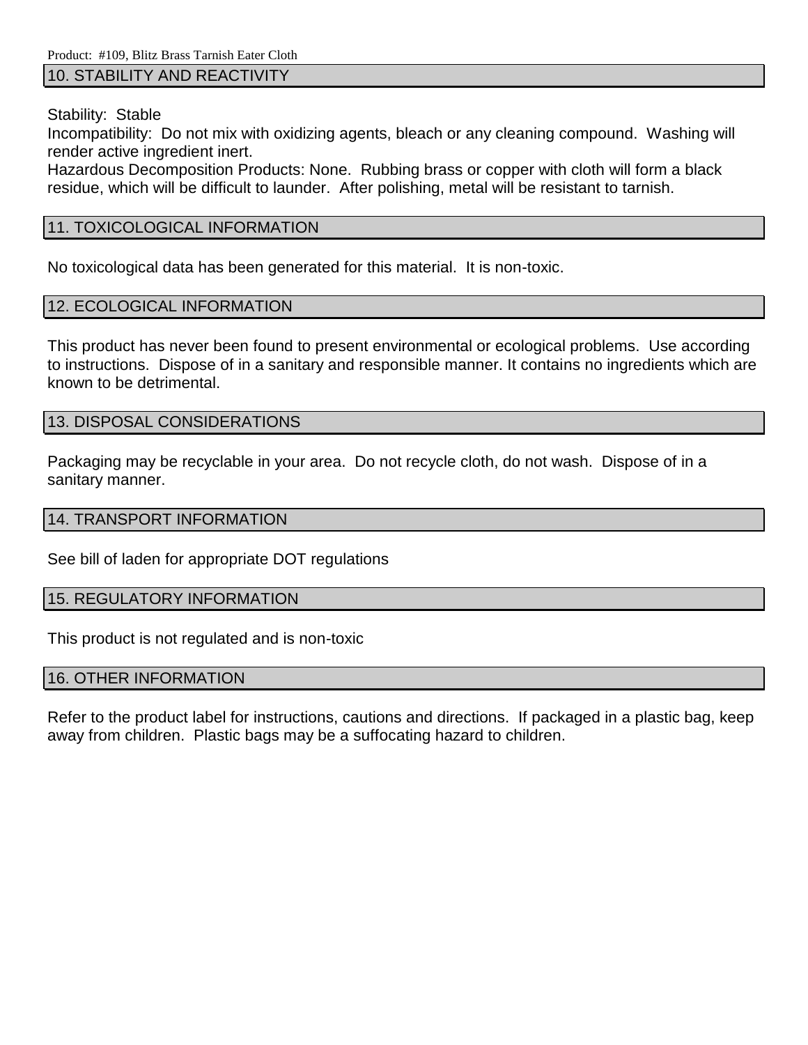## 10. STABILITY AND REACTIVITY

Stability: Stable
Incompatibility: Do not mix with oxidizing agents, bleach or any cleaning compound. Washing will render active ingredient inert.
Hazardous Decomposition Products: None. Rubbing brass or copper with cloth will form a black residue, which will be difficult to launder. After polishing, metal will be resistant to tarnish.

## 11. TOXICOLOGICAL INFORMATION

No toxicological data has been generated for this material. It is non-toxic.

## 12. ECOLOGICAL INFORMATION

This product has never been found to present environmental or ecological problems. Use according to instructions. Dispose of in a sanitary and responsible manner. It contains no ingredients which are known to be detrimental.

## 13. DISPOSAL CONSIDERATIONS

Packaging may be recyclable in your area. Do not recycle cloth, do not wash. Dispose of in a sanitary manner.

## 14. TRANSPORT INFORMATION

See bill of laden for appropriate DOT regulations

## 15. REGULATORY INFORMATION

This product is not regulated and is non-toxic

## 16. OTHER INFORMATION

Refer to the product label for instructions, cautions and directions. If packaged in a plastic bag, keep away from children. Plastic bags may be a suffocating hazard to children.